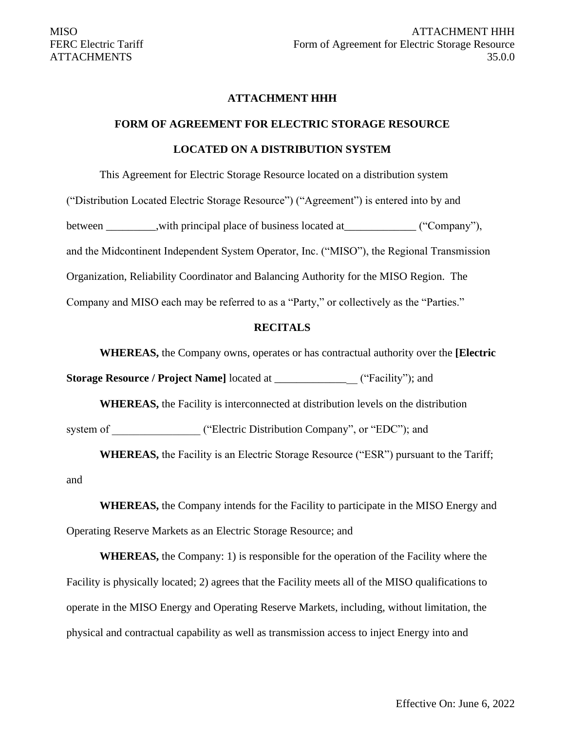# ATTACHMENT HHH

## FORM OF AGREEMENT FOR ELECTRIC STORAGE RESOURCE

## LOCATED ON A DISTRIBUTION SYSTEM

This Agreement for Electric Storage Resource located on a distribution system ("Distribution Located Electric Storage Resource") ("Agreement") is entered into by and between _________,with principal place of business located at_____________ ("Company"), and the Midcontinent Independent System Operator, Inc. ("MISO"), the Regional Transmission Organization, Reliability Coordinator and Balancing Authority for the MISO Region. The Company and MISO each may be referred to as a "Party," or collectively as the "Parties."

### RECITALS

**WHEREAS,** the Company owns, operates or has contractual authority over the **[Electric Storage Resource / Project Name]** located at _______________ ("Facility"); and

**WHEREAS,** the Facility is interconnected at distribution levels on the distribution system of ________________ ("Electric Distribution Company", or "EDC"); and

**WHEREAS,** the Facility is an Electric Storage Resource ("ESR") pursuant to the Tariff; and

**WHEREAS,** the Company intends for the Facility to participate in the MISO Energy and Operating Reserve Markets as an Electric Storage Resource; and

**WHEREAS,** the Company: 1) is responsible for the operation of the Facility where the Facility is physically located; 2) agrees that the Facility meets all of the MISO qualifications to operate in the MISO Energy and Operating Reserve Markets, including, without limitation, the physical and contractual capability as well as transmission access to inject Energy into and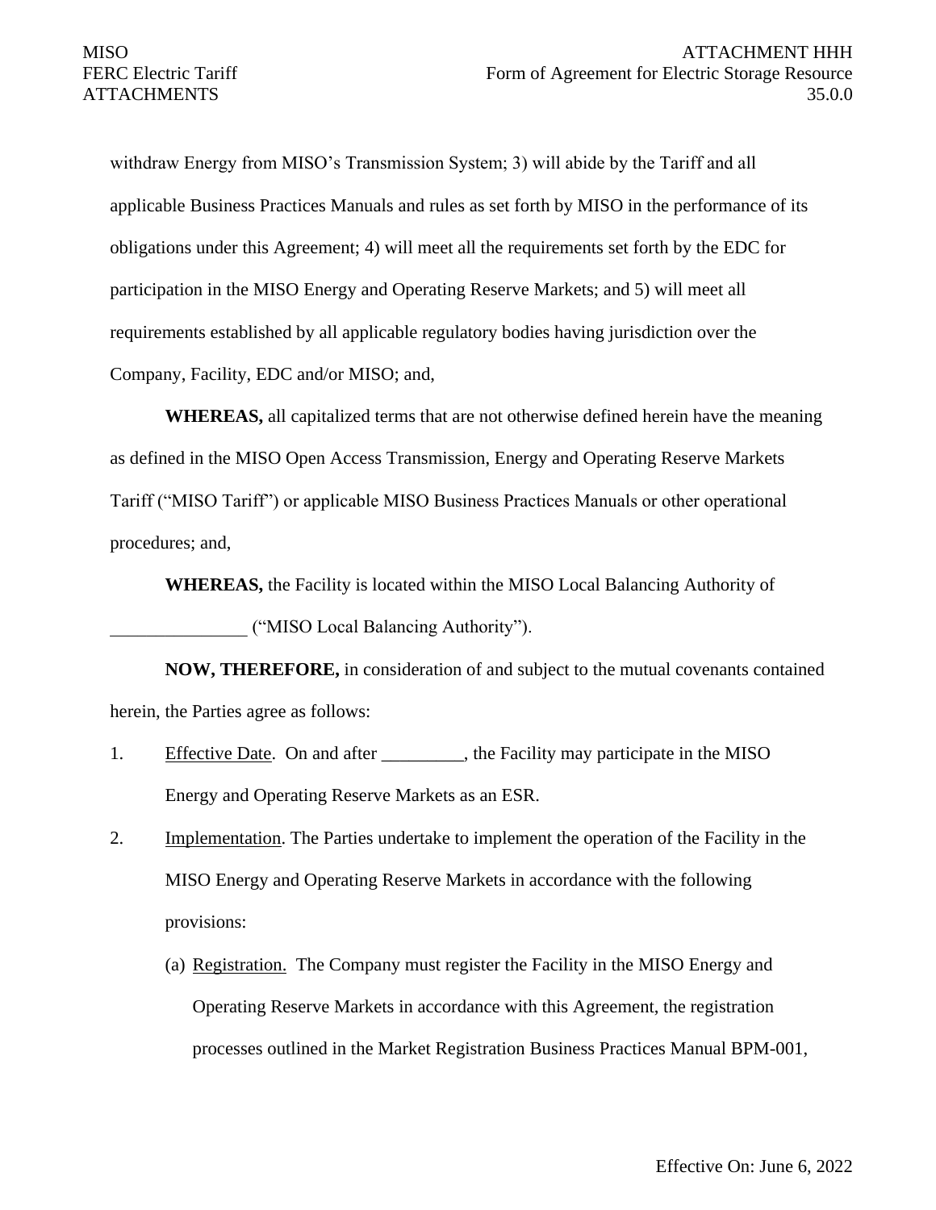withdraw Energy from MISO's Transmission System; 3) will abide by the Tariff and all applicable Business Practices Manuals and rules as set forth by MISO in the performance of its obligations under this Agreement; 4) will meet all the requirements set forth by the EDC for participation in the MISO Energy and Operating Reserve Markets; and 5) will meet all requirements established by all applicable regulatory bodies having jurisdiction over the Company, Facility, EDC and/or MISO; and,

**WHEREAS,** all capitalized terms that are not otherwise defined herein have the meaning as defined in the MISO Open Access Transmission, Energy and Operating Reserve Markets Tariff ("MISO Tariff") or applicable MISO Business Practices Manuals or other operational procedures; and,

**WHEREAS,** the Facility is located within the MISO Local Balancing Authority of _______________ ("MISO Local Balancing Authority").

**NOW, THEREFORE,** in consideration of and subject to the mutual covenants contained herein, the Parties agree as follows:

1. Effective Date. On and after _________, the Facility may participate in the MISO Energy and Operating Reserve Markets as an ESR.

2. Implementation. The Parties undertake to implement the operation of the Facility in the MISO Energy and Operating Reserve Markets in accordance with the following provisions:

   (a) Registration. The Company must register the Facility in the MISO Energy and Operating Reserve Markets in accordance with this Agreement, the registration processes outlined in the Market Registration Business Practices Manual BPM-001,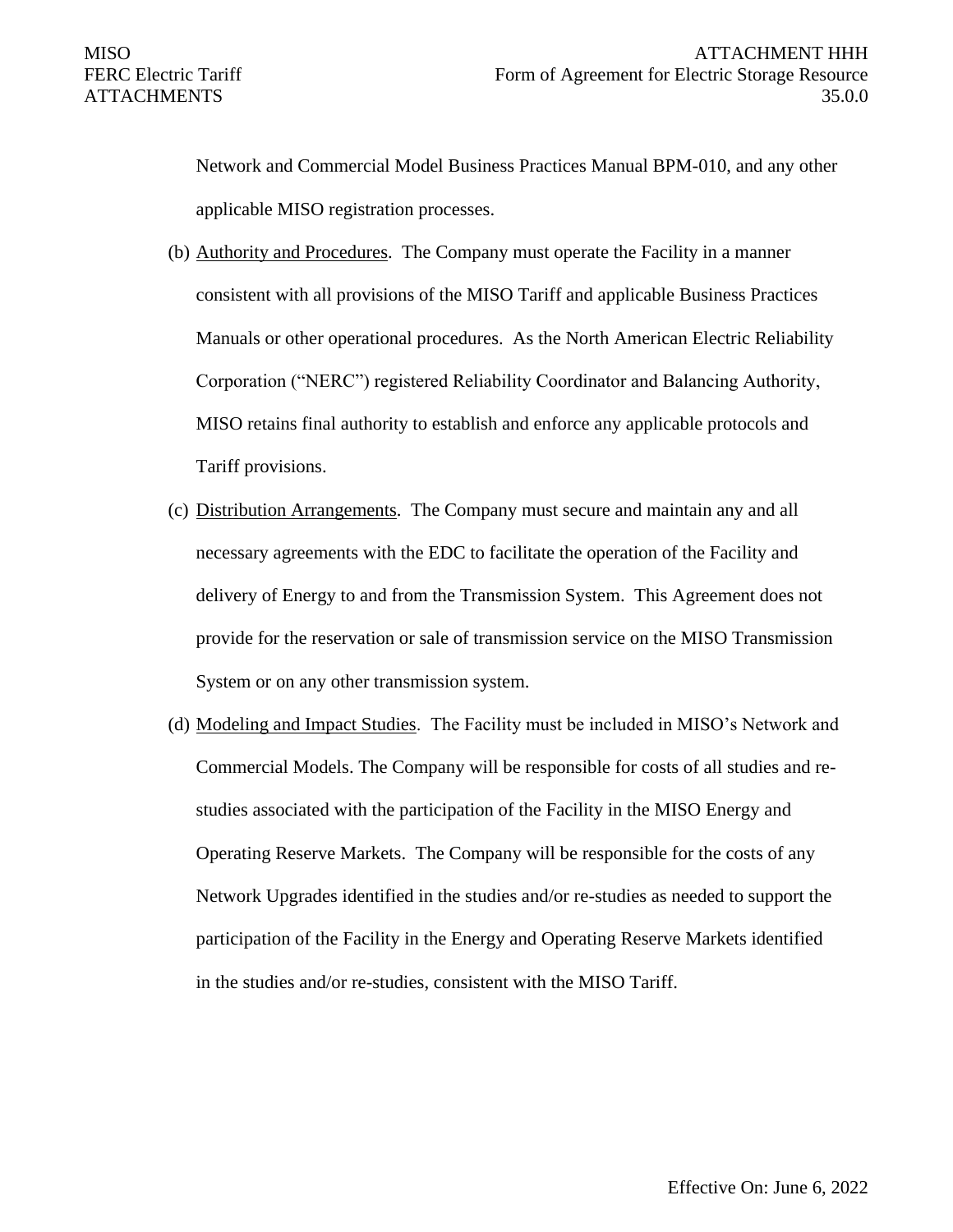Network and Commercial Model Business Practices Manual BPM-010, and any other applicable MISO registration processes.

(b) Authority and Procedures. The Company must operate the Facility in a manner consistent with all provisions of the MISO Tariff and applicable Business Practices Manuals or other operational procedures. As the North American Electric Reliability Corporation ("NERC") registered Reliability Coordinator and Balancing Authority, MISO retains final authority to establish and enforce any applicable protocols and Tariff provisions.

(c) Distribution Arrangements. The Company must secure and maintain any and all necessary agreements with the EDC to facilitate the operation of the Facility and delivery of Energy to and from the Transmission System. This Agreement does not provide for the reservation or sale of transmission service on the MISO Transmission System or on any other transmission system.

(d) Modeling and Impact Studies. The Facility must be included in MISO's Network and Commercial Models. The Company will be responsible for costs of all studies and re-studies associated with the participation of the Facility in the MISO Energy and Operating Reserve Markets. The Company will be responsible for the costs of any Network Upgrades identified in the studies and/or re-studies as needed to support the participation of the Facility in the Energy and Operating Reserve Markets identified in the studies and/or re-studies, consistent with the MISO Tariff.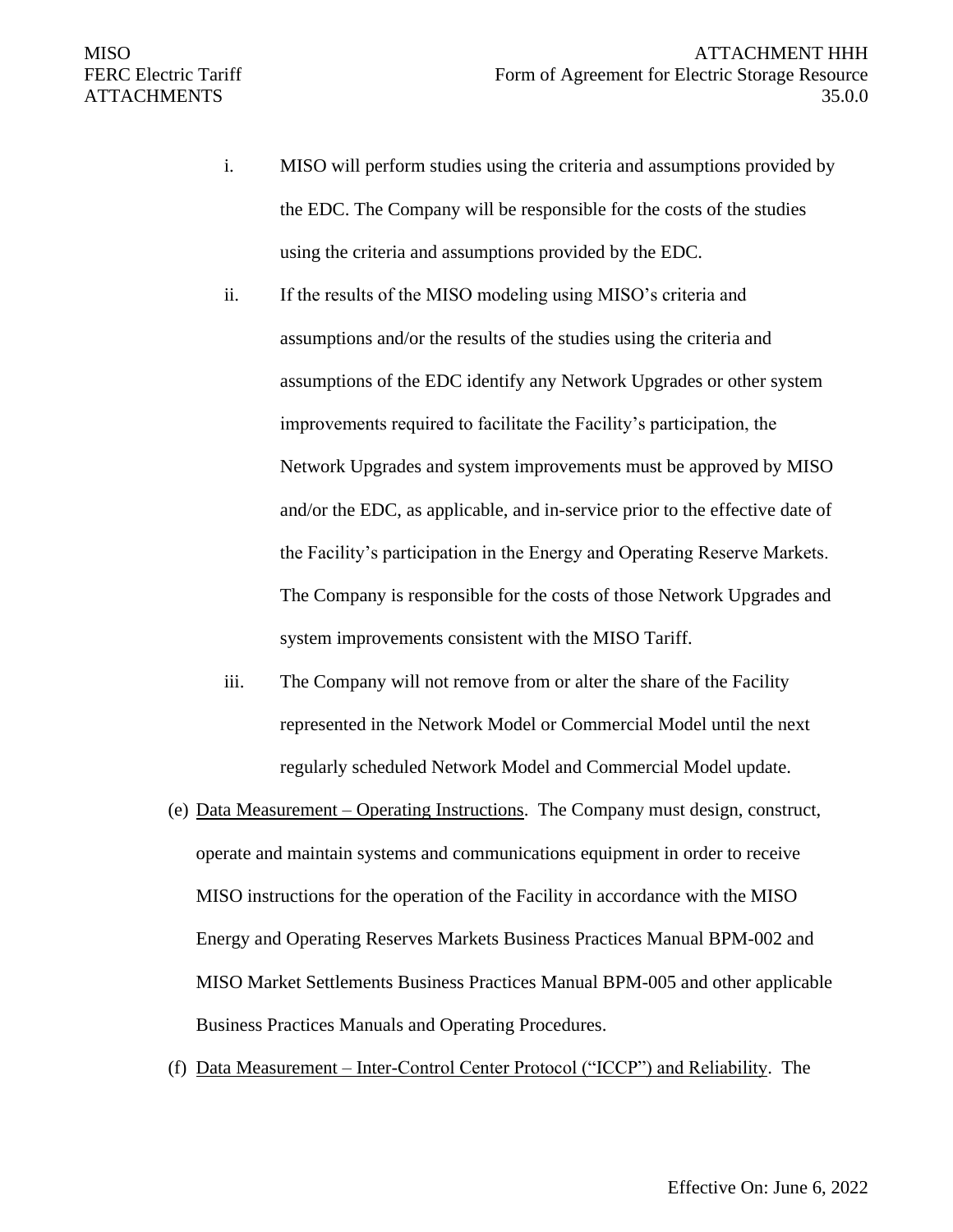i. MISO will perform studies using the criteria and assumptions provided by the EDC. The Company will be responsible for the costs of the studies using the criteria and assumptions provided by the EDC.

ii. If the results of the MISO modeling using MISO's criteria and assumptions and/or the results of the studies using the criteria and assumptions of the EDC identify any Network Upgrades or other system improvements required to facilitate the Facility's participation, the Network Upgrades and system improvements must be approved by MISO and/or the EDC, as applicable, and in-service prior to the effective date of the Facility's participation in the Energy and Operating Reserve Markets. The Company is responsible for the costs of those Network Upgrades and system improvements consistent with the MISO Tariff.

iii. The Company will not remove from or alter the share of the Facility represented in the Network Model or Commercial Model until the next regularly scheduled Network Model and Commercial Model update.

(e) <u>Data Measurement – Operating Instructions</u>. The Company must design, construct, operate and maintain systems and communications equipment in order to receive MISO instructions for the operation of the Facility in accordance with the MISO Energy and Operating Reserves Markets Business Practices Manual BPM-002 and MISO Market Settlements Business Practices Manual BPM-005 and other applicable Business Practices Manuals and Operating Procedures.

(f) <u>Data Measurement – Inter-Control Center Protocol ("ICCP") and Reliability</u>. The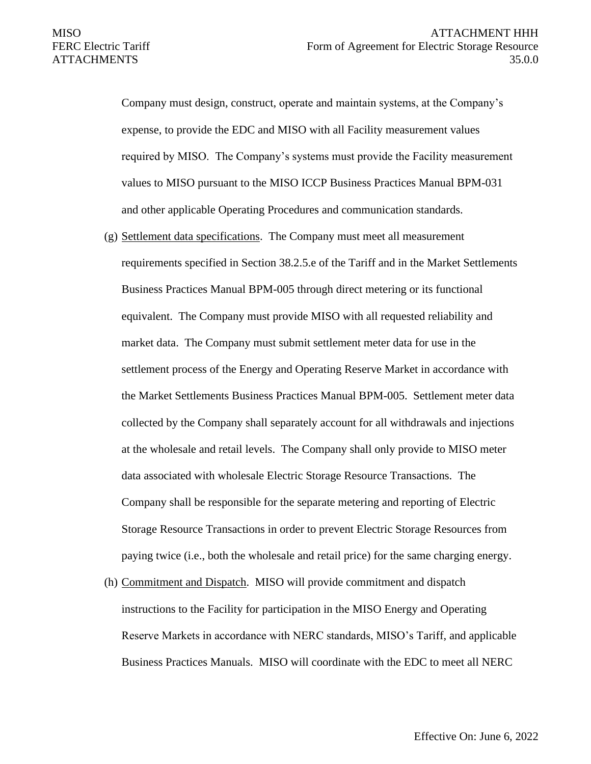Company must design, construct, operate and maintain systems, at the Company's expense, to provide the EDC and MISO with all Facility measurement values required by MISO. The Company's systems must provide the Facility measurement values to MISO pursuant to the MISO ICCP Business Practices Manual BPM-031 and other applicable Operating Procedures and communication standards.

(g) Settlement data specifications. The Company must meet all measurement requirements specified in Section 38.2.5.e of the Tariff and in the Market Settlements Business Practices Manual BPM-005 through direct metering or its functional equivalent. The Company must provide MISO with all requested reliability and market data. The Company must submit settlement meter data for use in the settlement process of the Energy and Operating Reserve Market in accordance with the Market Settlements Business Practices Manual BPM-005. Settlement meter data collected by the Company shall separately account for all withdrawals and injections at the wholesale and retail levels. The Company shall only provide to MISO meter data associated with wholesale Electric Storage Resource Transactions. The Company shall be responsible for the separate metering and reporting of Electric Storage Resource Transactions in order to prevent Electric Storage Resources from paying twice (i.e., both the wholesale and retail price) for the same charging energy.

(h) Commitment and Dispatch. MISO will provide commitment and dispatch instructions to the Facility for participation in the MISO Energy and Operating Reserve Markets in accordance with NERC standards, MISO's Tariff, and applicable Business Practices Manuals. MISO will coordinate with the EDC to meet all NERC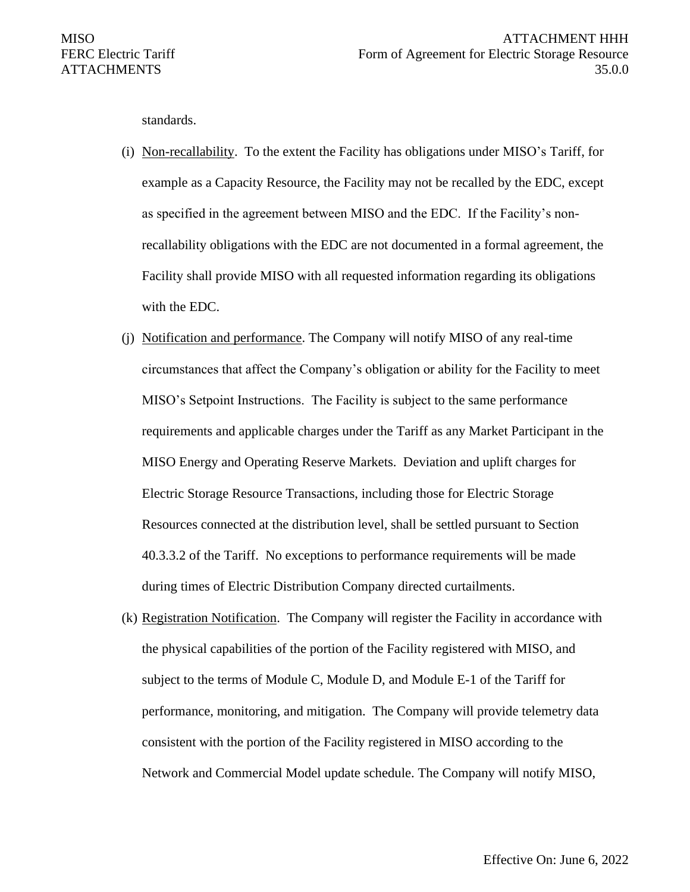standards.

(i) Non-recallability. To the extent the Facility has obligations under MISO's Tariff, for example as a Capacity Resource, the Facility may not be recalled by the EDC, except as specified in the agreement between MISO and the EDC. If the Facility's non-recallability obligations with the EDC are not documented in a formal agreement, the Facility shall provide MISO with all requested information regarding its obligations with the EDC.

(j) Notification and performance. The Company will notify MISO of any real-time circumstances that affect the Company's obligation or ability for the Facility to meet MISO's Setpoint Instructions. The Facility is subject to the same performance requirements and applicable charges under the Tariff as any Market Participant in the MISO Energy and Operating Reserve Markets. Deviation and uplift charges for Electric Storage Resource Transactions, including those for Electric Storage Resources connected at the distribution level, shall be settled pursuant to Section 40.3.3.2 of the Tariff. No exceptions to performance requirements will be made during times of Electric Distribution Company directed curtailments.

(k) Registration Notification. The Company will register the Facility in accordance with the physical capabilities of the portion of the Facility registered with MISO, and subject to the terms of Module C, Module D, and Module E-1 of the Tariff for performance, monitoring, and mitigation. The Company will provide telemetry data consistent with the portion of the Facility registered in MISO according to the Network and Commercial Model update schedule. The Company will notify MISO,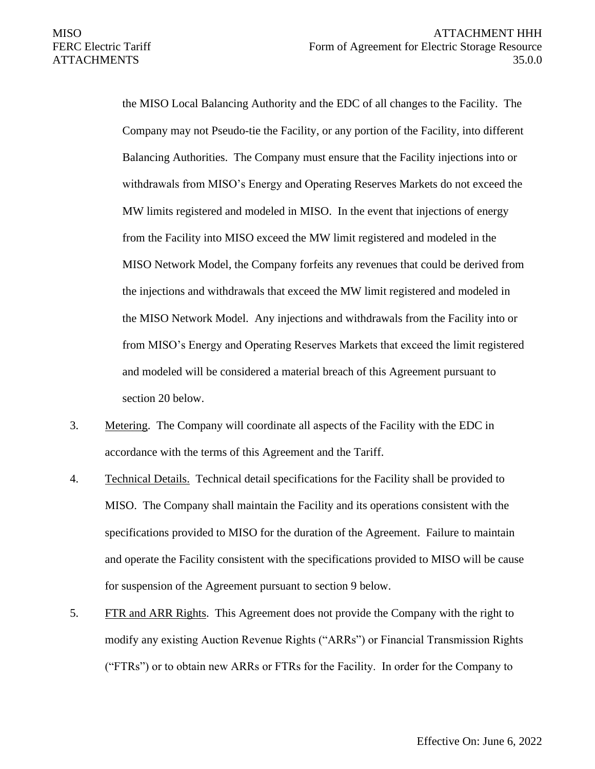the MISO Local Balancing Authority and the EDC of all changes to the Facility. The Company may not Pseudo-tie the Facility, or any portion of the Facility, into different Balancing Authorities. The Company must ensure that the Facility injections into or withdrawals from MISO's Energy and Operating Reserves Markets do not exceed the MW limits registered and modeled in MISO. In the event that injections of energy from the Facility into MISO exceed the MW limit registered and modeled in the MISO Network Model, the Company forfeits any revenues that could be derived from the injections and withdrawals that exceed the MW limit registered and modeled in the MISO Network Model. Any injections and withdrawals from the Facility into or from MISO's Energy and Operating Reserves Markets that exceed the limit registered and modeled will be considered a material breach of this Agreement pursuant to section 20 below.

3. Metering. The Company will coordinate all aspects of the Facility with the EDC in accordance with the terms of this Agreement and the Tariff.

4. Technical Details. Technical detail specifications for the Facility shall be provided to MISO. The Company shall maintain the Facility and its operations consistent with the specifications provided to MISO for the duration of the Agreement. Failure to maintain and operate the Facility consistent with the specifications provided to MISO will be cause for suspension of the Agreement pursuant to section 9 below.

5. FTR and ARR Rights. This Agreement does not provide the Company with the right to modify any existing Auction Revenue Rights ("ARRs") or Financial Transmission Rights ("FTRs") or to obtain new ARRs or FTRs for the Facility. In order for the Company to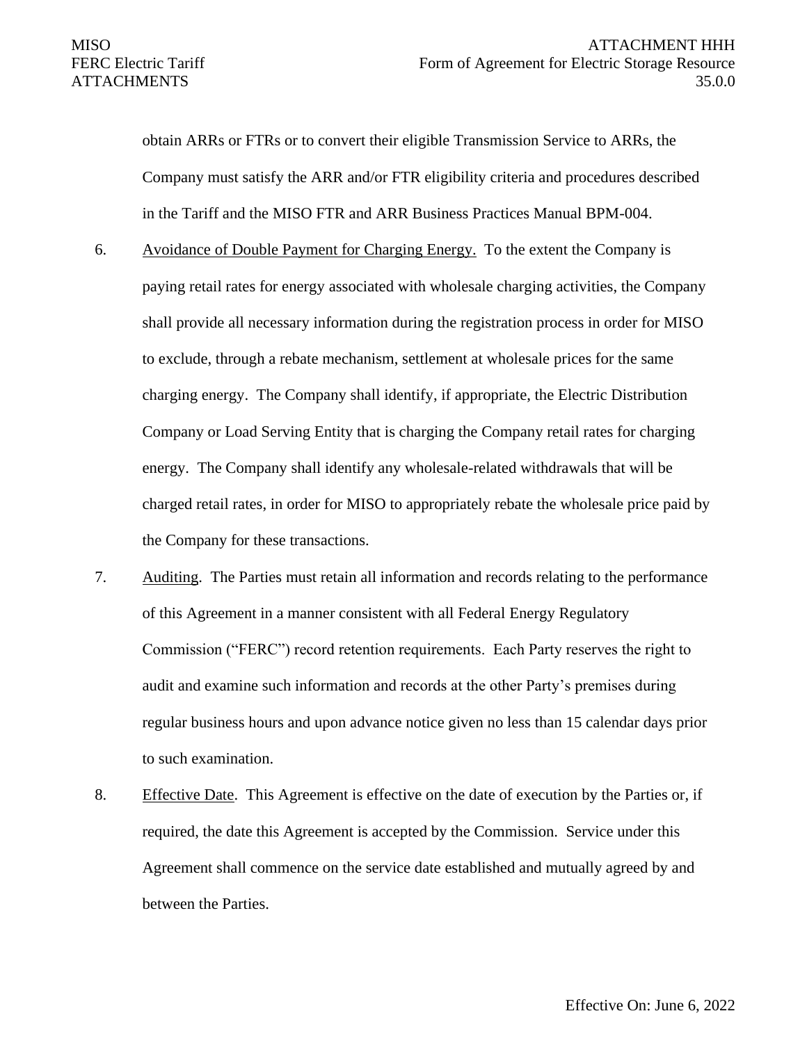obtain ARRs or FTRs or to convert their eligible Transmission Service to ARRs, the Company must satisfy the ARR and/or FTR eligibility criteria and procedures described in the Tariff and the MISO FTR and ARR Business Practices Manual BPM-004.

6. Avoidance of Double Payment for Charging Energy. To the extent the Company is paying retail rates for energy associated with wholesale charging activities, the Company shall provide all necessary information during the registration process in order for MISO to exclude, through a rebate mechanism, settlement at wholesale prices for the same charging energy. The Company shall identify, if appropriate, the Electric Distribution Company or Load Serving Entity that is charging the Company retail rates for charging energy. The Company shall identify any wholesale-related withdrawals that will be charged retail rates, in order for MISO to appropriately rebate the wholesale price paid by the Company for these transactions.

7. Auditing. The Parties must retain all information and records relating to the performance of this Agreement in a manner consistent with all Federal Energy Regulatory Commission ("FERC") record retention requirements. Each Party reserves the right to audit and examine such information and records at the other Party's premises during regular business hours and upon advance notice given no less than 15 calendar days prior to such examination.

8. Effective Date. This Agreement is effective on the date of execution by the Parties or, if required, the date this Agreement is accepted by the Commission. Service under this Agreement shall commence on the service date established and mutually agreed by and between the Parties.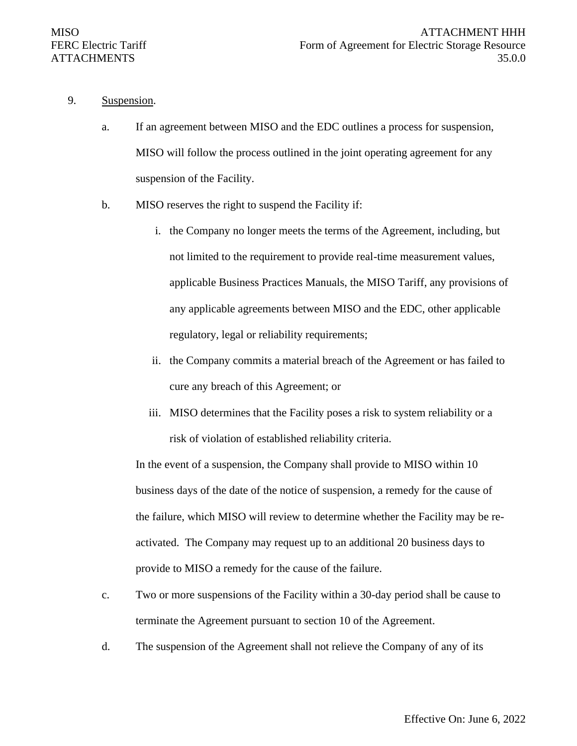9. <u>Suspension</u>.

   a. If an agreement between MISO and the EDC outlines a process for suspension, MISO will follow the process outlined in the joint operating agreement for any suspension of the Facility.

   b. MISO reserves the right to suspend the Facility if:

      i. the Company no longer meets the terms of the Agreement, including, but not limited to the requirement to provide real-time measurement values, applicable Business Practices Manuals, the MISO Tariff, any provisions of any applicable agreements between MISO and the EDC, other applicable regulatory, legal or reliability requirements;

      ii. the Company commits a material breach of the Agreement or has failed to cure any breach of this Agreement; or

      iii. MISO determines that the Facility poses a risk to system reliability or a risk of violation of established reliability criteria.

   In the event of a suspension, the Company shall provide to MISO within 10 business days of the date of the notice of suspension, a remedy for the cause of the failure, which MISO will review to determine whether the Facility may be re-activated. The Company may request up to an additional 20 business days to provide to MISO a remedy for the cause of the failure.

   c. Two or more suspensions of the Facility within a 30-day period shall be cause to terminate the Agreement pursuant to section 10 of the Agreement.

   d. The suspension of the Agreement shall not relieve the Company of any of its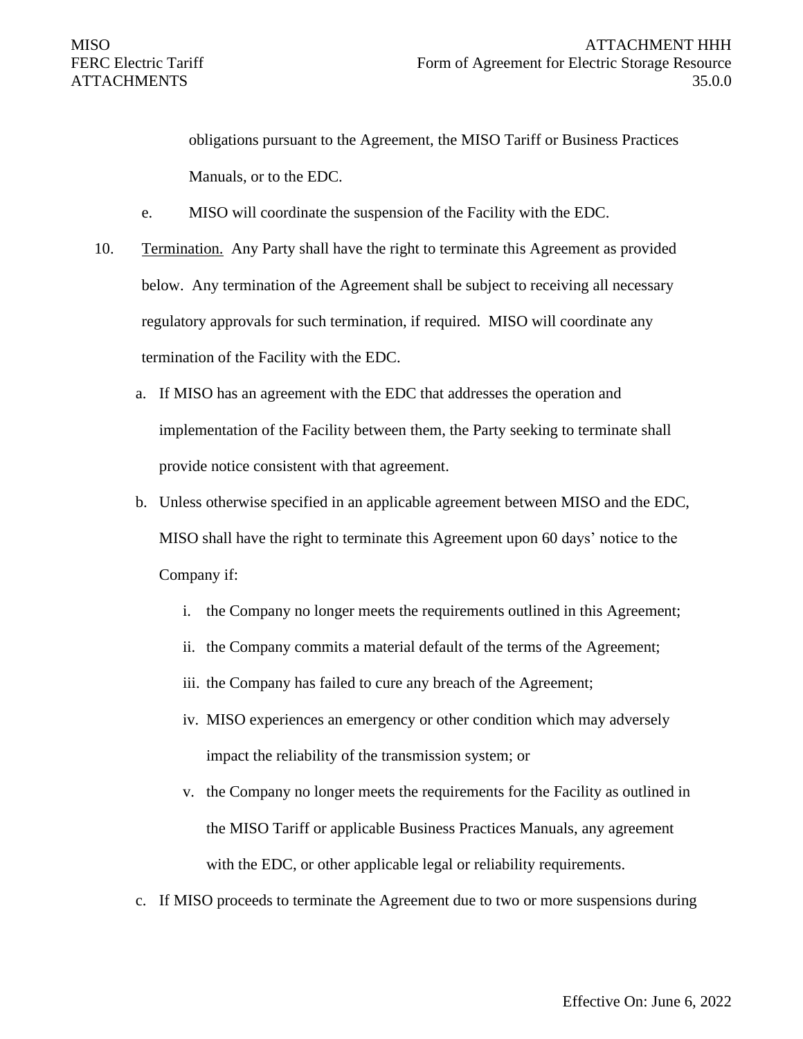obligations pursuant to the Agreement, the MISO Tariff or Business Practices Manuals, or to the EDC.

e. MISO will coordinate the suspension of the Facility with the EDC.

10. Termination. Any Party shall have the right to terminate this Agreement as provided below. Any termination of the Agreement shall be subject to receiving all necessary regulatory approvals for such termination, if required. MISO will coordinate any termination of the Facility with the EDC.

   a. If MISO has an agreement with the EDC that addresses the operation and implementation of the Facility between them, the Party seeking to terminate shall provide notice consistent with that agreement.

   b. Unless otherwise specified in an applicable agreement between MISO and the EDC, MISO shall have the right to terminate this Agreement upon 60 days' notice to the Company if:

      i. the Company no longer meets the requirements outlined in this Agreement;

      ii. the Company commits a material default of the terms of the Agreement;

      iii. the Company has failed to cure any breach of the Agreement;

      iv. MISO experiences an emergency or other condition which may adversely impact the reliability of the transmission system; or

      v. the Company no longer meets the requirements for the Facility as outlined in the MISO Tariff or applicable Business Practices Manuals, any agreement with the EDC, or other applicable legal or reliability requirements.

   c. If MISO proceeds to terminate the Agreement due to two or more suspensions during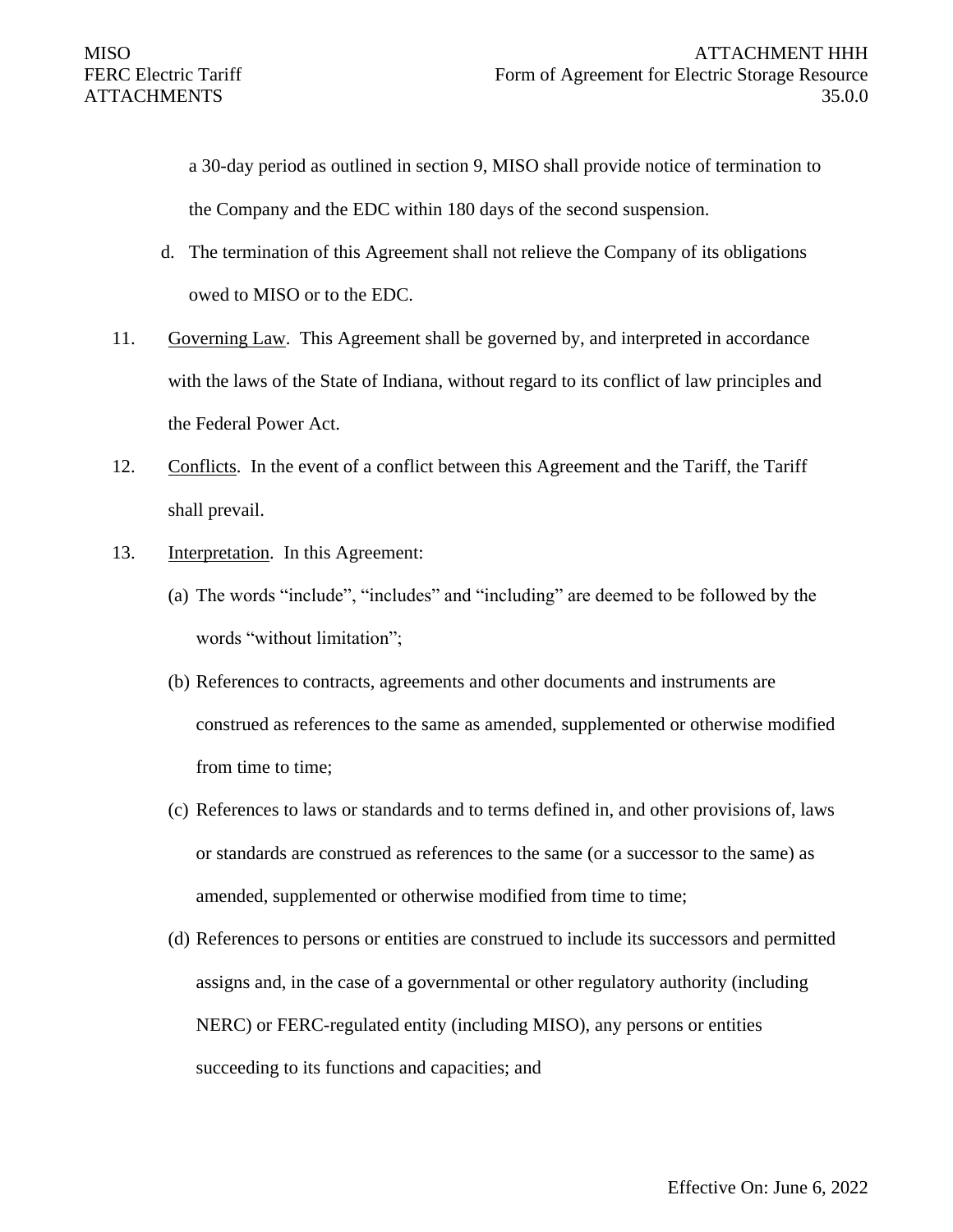a 30-day period as outlined in section 9, MISO shall provide notice of termination to the Company and the EDC within 180 days of the second suspension.

d. The termination of this Agreement shall not relieve the Company of its obligations owed to MISO or to the EDC.

11. Governing Law. This Agreement shall be governed by, and interpreted in accordance with the laws of the State of Indiana, without regard to its conflict of law principles and the Federal Power Act.

12. Conflicts. In the event of a conflict between this Agreement and the Tariff, the Tariff shall prevail.

13. Interpretation. In this Agreement:

(a) The words “include”, “includes” and “including” are deemed to be followed by the words “without limitation”;

(b) References to contracts, agreements and other documents and instruments are construed as references to the same as amended, supplemented or otherwise modified from time to time;

(c) References to laws or standards and to terms defined in, and other provisions of, laws or standards are construed as references to the same (or a successor to the same) as amended, supplemented or otherwise modified from time to time;

(d) References to persons or entities are construed to include its successors and permitted assigns and, in the case of a governmental or other regulatory authority (including NERC) or FERC-regulated entity (including MISO), any persons or entities succeeding to its functions and capacities; and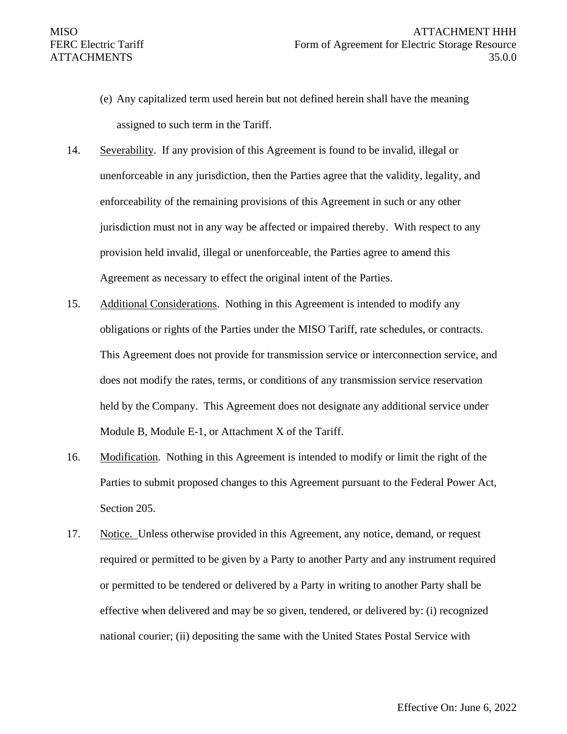(e) Any capitalized term used herein but not defined herein shall have the meaning assigned to such term in the Tariff.

14. Severability. If any provision of this Agreement is found to be invalid, illegal or unenforceable in any jurisdiction, then the Parties agree that the validity, legality, and enforceability of the remaining provisions of this Agreement in such or any other jurisdiction must not in any way be affected or impaired thereby. With respect to any provision held invalid, illegal or unenforceable, the Parties agree to amend this Agreement as necessary to effect the original intent of the Parties.

15. Additional Considerations. Nothing in this Agreement is intended to modify any obligations or rights of the Parties under the MISO Tariff, rate schedules, or contracts. This Agreement does not provide for transmission service or interconnection service, and does not modify the rates, terms, or conditions of any transmission service reservation held by the Company. This Agreement does not designate any additional service under Module B, Module E-1, or Attachment X of the Tariff.

16. Modification. Nothing in this Agreement is intended to modify or limit the right of the Parties to submit proposed changes to this Agreement pursuant to the Federal Power Act, Section 205.

17. Notice. Unless otherwise provided in this Agreement, any notice, demand, or request required or permitted to be given by a Party to another Party and any instrument required or permitted to be tendered or delivered by a Party in writing to another Party shall be effective when delivered and may be so given, tendered, or delivered by: (i) recognized national courier; (ii) depositing the same with the United States Postal Service with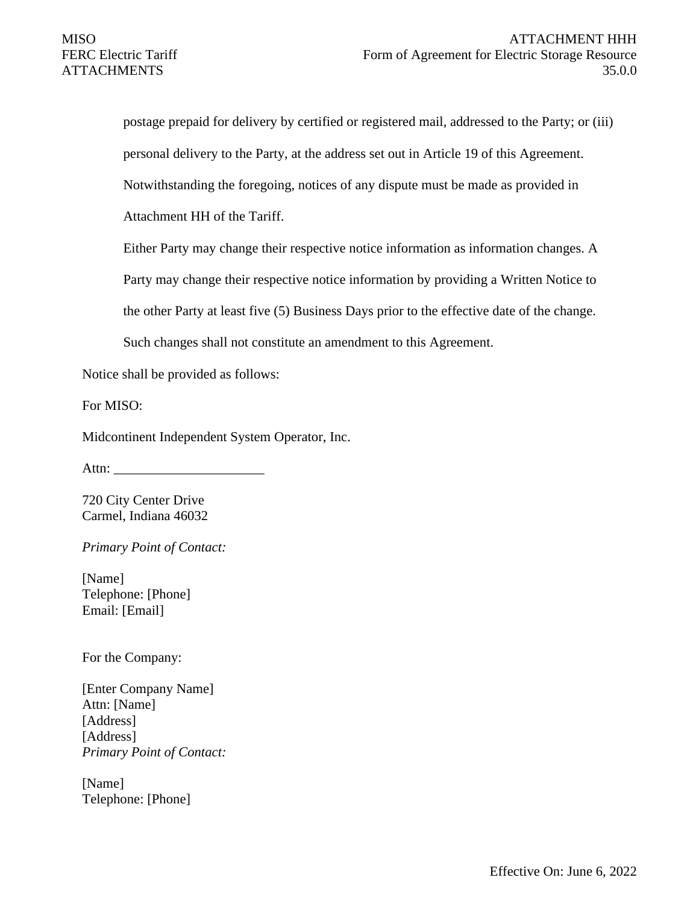postage prepaid for delivery by certified or registered mail, addressed to the Party; or (iii) personal delivery to the Party, at the address set out in Article 19 of this Agreement. Notwithstanding the foregoing, notices of any dispute must be made as provided in Attachment HH of the Tariff.

Either Party may change their respective notice information as information changes. A Party may change their respective notice information by providing a Written Notice to the other Party at least five (5) Business Days prior to the effective date of the change. Such changes shall not constitute an amendment to this Agreement.

Notice shall be provided as follows:

For MISO:

Midcontinent Independent System Operator, Inc.

Attn: ______________________

720 City Center Drive
Carmel, Indiana 46032

*Primary Point of Contact:*

[Name]
Telephone: [Phone]
Email: [Email]

For the Company:

[Enter Company Name]
Attn: [Name]
[Address]
[Address]
*Primary Point of Contact:*

[Name]
Telephone: [Phone]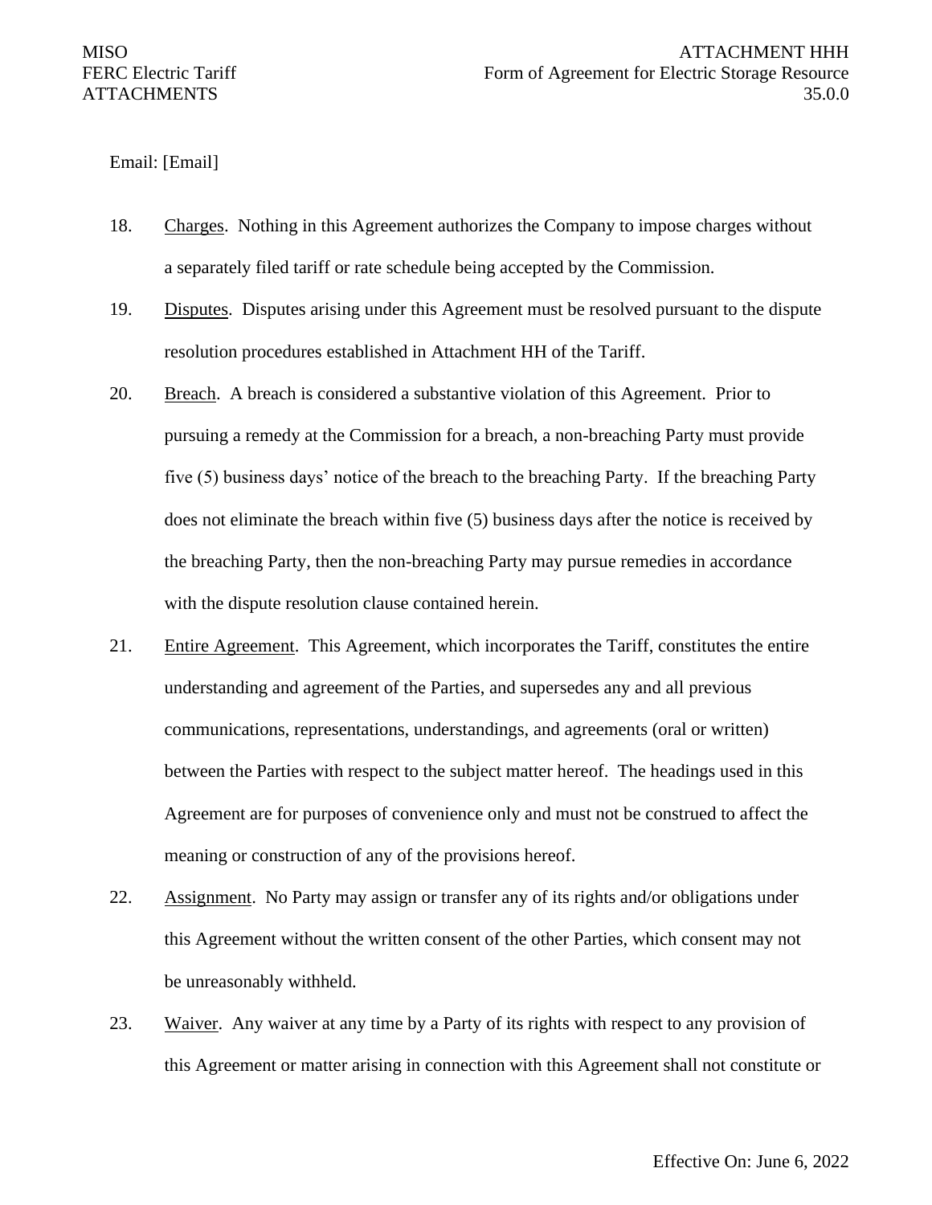Email: [Email]

18. Charges. Nothing in this Agreement authorizes the Company to impose charges without a separately filed tariff or rate schedule being accepted by the Commission.

19. Disputes. Disputes arising under this Agreement must be resolved pursuant to the dispute resolution procedures established in Attachment HH of the Tariff.

20. Breach. A breach is considered a substantive violation of this Agreement. Prior to pursuing a remedy at the Commission for a breach, a non-breaching Party must provide five (5) business days' notice of the breach to the breaching Party. If the breaching Party does not eliminate the breach within five (5) business days after the notice is received by the breaching Party, then the non-breaching Party may pursue remedies in accordance with the dispute resolution clause contained herein.

21. Entire Agreement. This Agreement, which incorporates the Tariff, constitutes the entire understanding and agreement of the Parties, and supersedes any and all previous communications, representations, understandings, and agreements (oral or written) between the Parties with respect to the subject matter hereof. The headings used in this Agreement are for purposes of convenience only and must not be construed to affect the meaning or construction of any of the provisions hereof.

22. Assignment. No Party may assign or transfer any of its rights and/or obligations under this Agreement without the written consent of the other Parties, which consent may not be unreasonably withheld.

23. Waiver. Any waiver at any time by a Party of its rights with respect to any provision of this Agreement or matter arising in connection with this Agreement shall not constitute or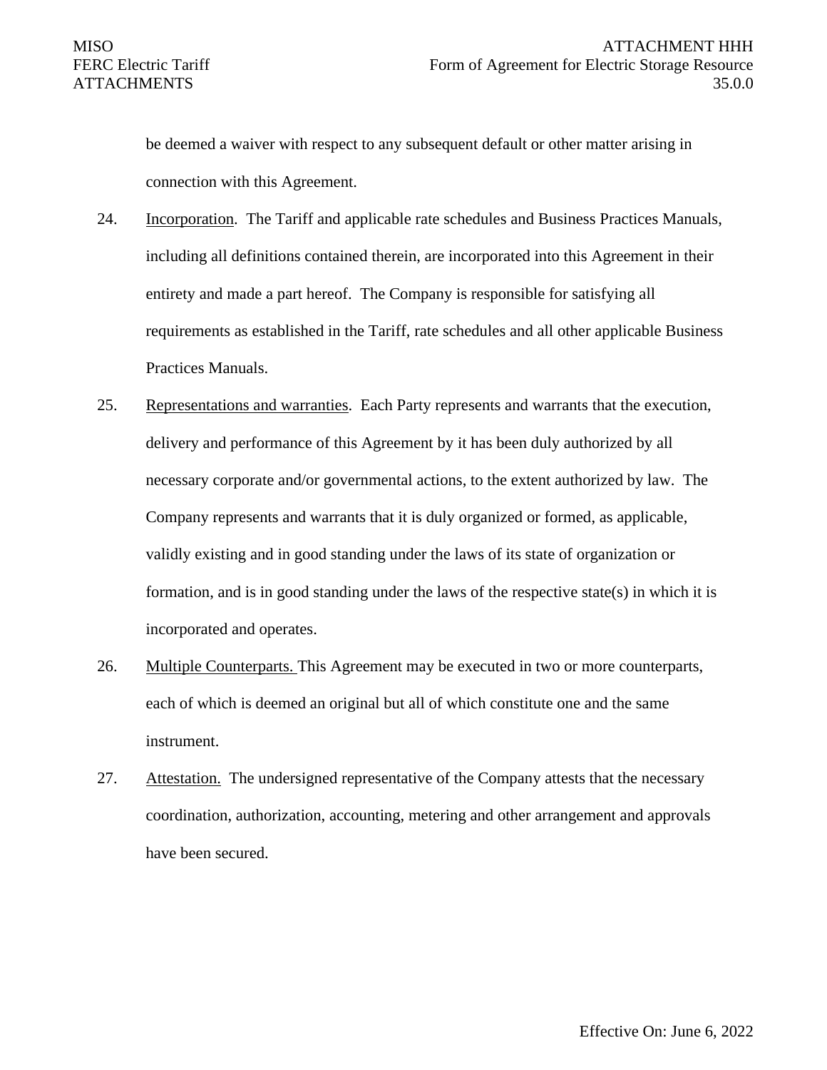be deemed a waiver with respect to any subsequent default or other matter arising in connection with this Agreement.

24. Incorporation. The Tariff and applicable rate schedules and Business Practices Manuals, including all definitions contained therein, are incorporated into this Agreement in their entirety and made a part hereof. The Company is responsible for satisfying all requirements as established in the Tariff, rate schedules and all other applicable Business Practices Manuals.

25. Representations and warranties. Each Party represents and warrants that the execution, delivery and performance of this Agreement by it has been duly authorized by all necessary corporate and/or governmental actions, to the extent authorized by law. The Company represents and warrants that it is duly organized or formed, as applicable, validly existing and in good standing under the laws of its state of organization or formation, and is in good standing under the laws of the respective state(s) in which it is incorporated and operates.

26. Multiple Counterparts. This Agreement may be executed in two or more counterparts, each of which is deemed an original but all of which constitute one and the same instrument.

27. Attestation. The undersigned representative of the Company attests that the necessary coordination, authorization, accounting, metering and other arrangement and approvals have been secured.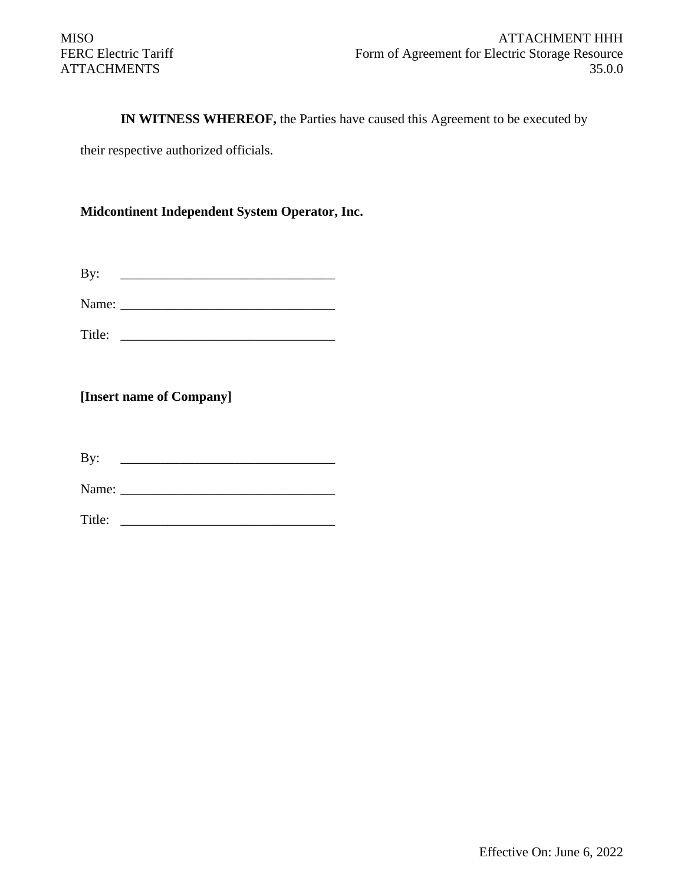**IN WITNESS WHEREOF,** the Parties have caused this Agreement to be executed by their respective authorized officials.

**Midcontinent Independent System Operator, Inc.**

By: ________________________________

Name: ________________________________

Title: ________________________________

**[Insert name of Company]**

By: ________________________________

Name: ________________________________

Title: ________________________________